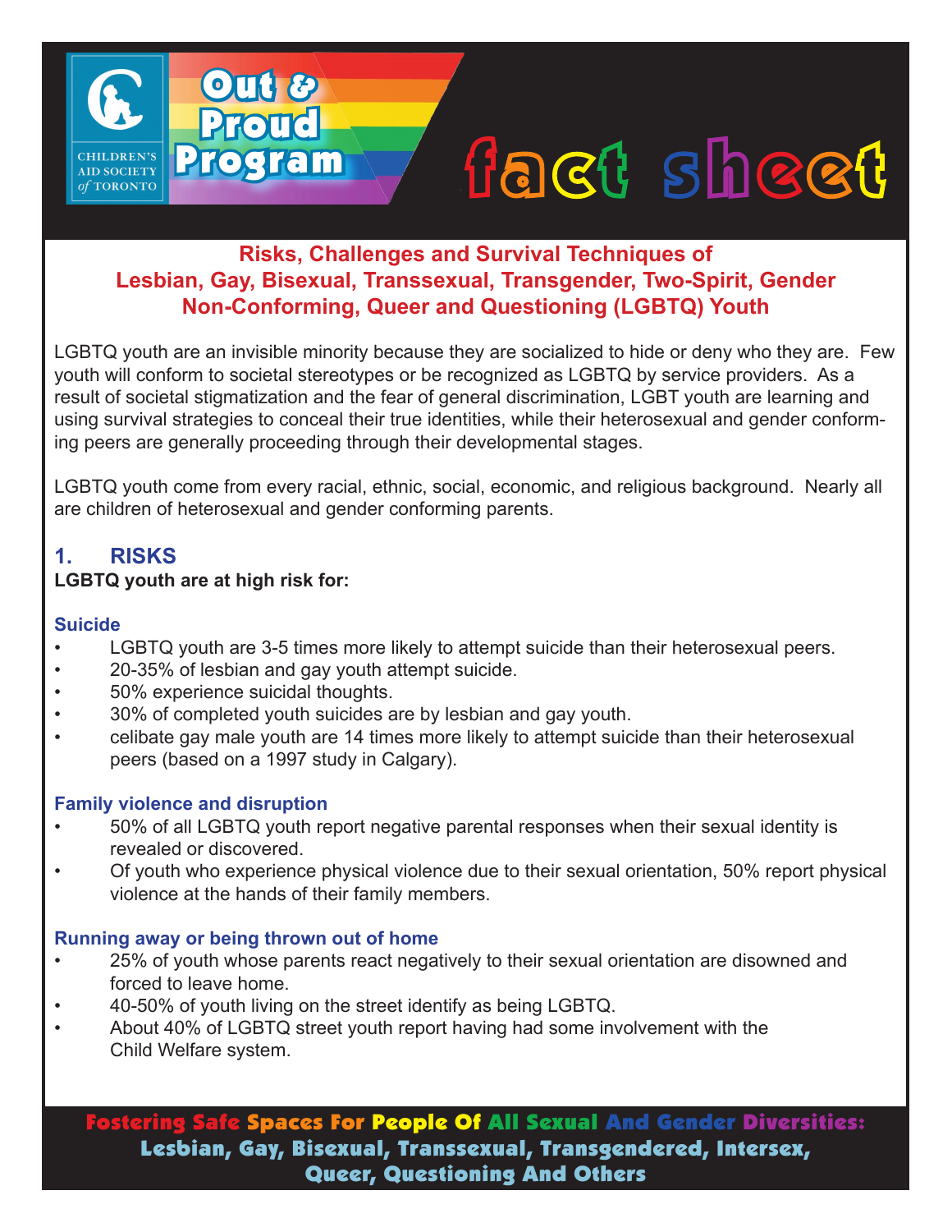CHILDREN'S AID SOCIETY *of* TORONTO

**Out & Proud Program**

# fact sheet

## Risks, Challenges and Survival Techniques of Lesbian, Gay, Bisexual, Transsexual, Transgender, Two-Spirit, Gender Non-Conforming, Queer and Questioning (LGBTQ) Youth

LGBTQ youth are an invisible minority because they are socialized to hide or deny who they are. Few youth will conform to societal stereotypes or be recognized as LGBTQ by service providers. As a result of societal stigmatization and the fear of general discrimination, LGBT youth are learning and using survival strategies to conceal their true identities, while their heterosexual and gender conforming peers are generally proceeding through their developmental stages.

LGBTQ youth come from every racial, ethnic, social, economic, and religious background. Nearly all are children of heterosexual and gender conforming parents.

## 1. RISKS

**LGBTQ youth are at high risk for:**

### Suicide

- LGBTQ youth are 3-5 times more likely to attempt suicide than their heterosexual peers.
- 20-35% of lesbian and gay youth attempt suicide.
- 50% experience suicidal thoughts.
- 30% of completed youth suicides are by lesbian and gay youth.
- celibate gay male youth are 14 times more likely to attempt suicide than their heterosexual peers (based on a 1997 study in Calgary).

### Family violence and disruption

- 50% of all LGBTQ youth report negative parental responses when their sexual identity is revealed or discovered.
- Of youth who experience physical violence due to their sexual orientation, 50% report physical violence at the hands of their family members.

### Running away or being thrown out of home

- 25% of youth whose parents react negatively to their sexual orientation are disowned and forced to leave home.
- 40-50% of youth living on the street identify as being LGBTQ.
- About 40% of LGBTQ street youth report having had some involvement with the Child Welfare system.

**Fostering Safe Spaces For People Of All Sexual And Gender Diversities: Lesbian, Gay, Bisexual, Transsexual, Transgendered, Intersex, Queer, Questioning And Others**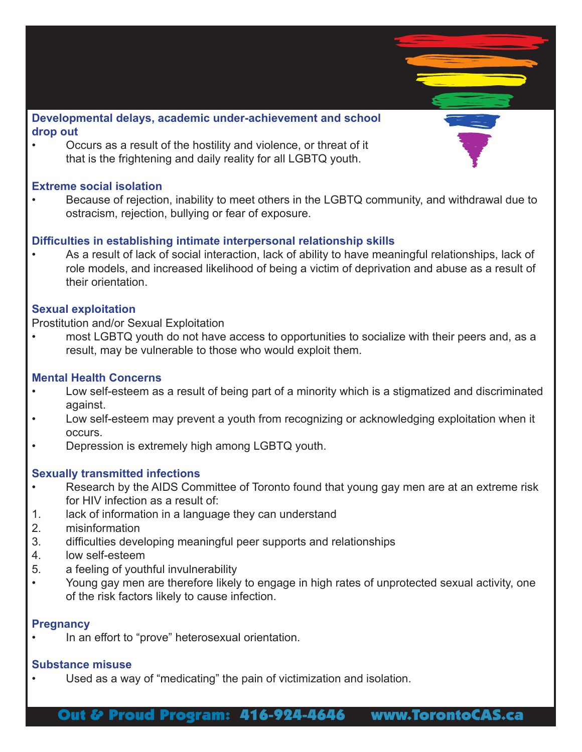### Developmental delays, academic under-achievement and school drop out

- Occurs as a result of the hostility and violence, or threat of it that is the frightening and daily reality for all LGBTQ youth.

### Extreme social isolation

- Because of rejection, inability to meet others in the LGBTQ community, and withdrawal due to ostracism, rejection, bullying or fear of exposure.

### Difficulties in establishing intimate interpersonal relationship skills

- As a result of lack of social interaction, lack of ability to have meaningful relationships, lack of role models, and increased likelihood of being a victim of deprivation and abuse as a result of their orientation.

### Sexual exploitation

Prostitution and/or Sexual Exploitation

- most LGBTQ youth do not have access to opportunities to socialize with their peers and, as a result, may be vulnerable to those who would exploit them.

### Mental Health Concerns

- Low self-esteem as a result of being part of a minority which is a stigmatized and discriminated against.
- Low self-esteem may prevent a youth from recognizing or acknowledging exploitation when it occurs.
- Depression is extremely high among LGBTQ youth.

### Sexually transmitted infections

- Research by the AIDS Committee of Toronto found that young gay men are at an extreme risk for HIV infection as a result of:

1. lack of information in a language they can understand
2. misinformation
3. difficulties developing meaningful peer supports and relationships
4. low self-esteem
5. a feeling of youthful invulnerability

- Young gay men are therefore likely to engage in high rates of unprotected sexual activity, one of the risk factors likely to cause infection.

### Pregnancy

- In an effort to "prove" heterosexual orientation.

### Substance misuse

- Used as a way of "medicating" the pain of victimization and isolation.

**Out & Proud Program: 416-924-4646 www.TorontoCAS.ca**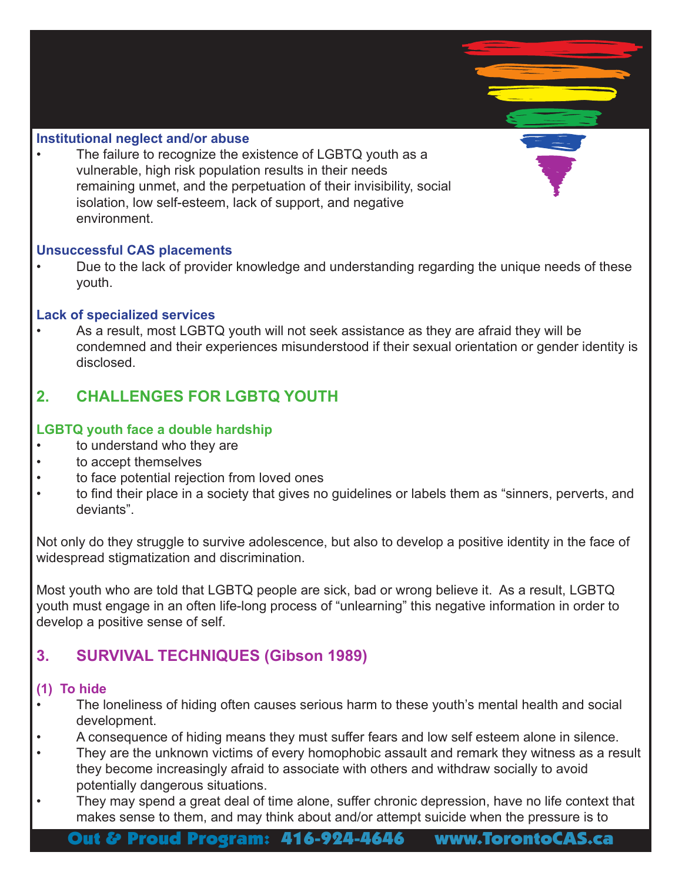**Institutional neglect and/or abuse**

- The failure to recognize the existence of LGBTQ youth as a vulnerable, high risk population results in their needs remaining unmet, and the perpetuation of their invisibility, social isolation, low self-esteem, lack of support, and negative environment.

**Unsuccessful CAS placements**

- Due to the lack of provider knowledge and understanding regarding the unique needs of these youth.

**Lack of specialized services**

- As a result, most LGBTQ youth will not seek assistance as they are afraid they will be condemned and their experiences misunderstood if their sexual orientation or gender identity is disclosed.

## 2. CHALLENGES FOR LGBTQ YOUTH

**LGBTQ youth face a double hardship**

- to understand who they are
- to accept themselves
- to face potential rejection from loved ones
- to find their place in a society that gives no guidelines or labels them as "sinners, perverts, and deviants".

Not only do they struggle to survive adolescence, but also to develop a positive identity in the face of widespread stigmatization and discrimination.

Most youth who are told that LGBTQ people are sick, bad or wrong believe it. As a result, LGBTQ youth must engage in an often life-long process of "unlearning" this negative information in order to develop a positive sense of self.

## 3. SURVIVAL TECHNIQUES (Gibson 1989)

### (1) To hide

- The loneliness of hiding often causes serious harm to these youth's mental health and social development.
- A consequence of hiding means they must suffer fears and low self esteem alone in silence.
- They are the unknown victims of every homophobic assault and remark they witness as a result they become increasingly afraid to associate with others and withdraw socially to avoid potentially dangerous situations.
- They may spend a great deal of time alone, suffer chronic depression, have no life context that makes sense to them, and may think about and/or attempt suicide when the pressure is to

**Out & Proud Program: 416-924-4646 www.TorontoCAS.ca**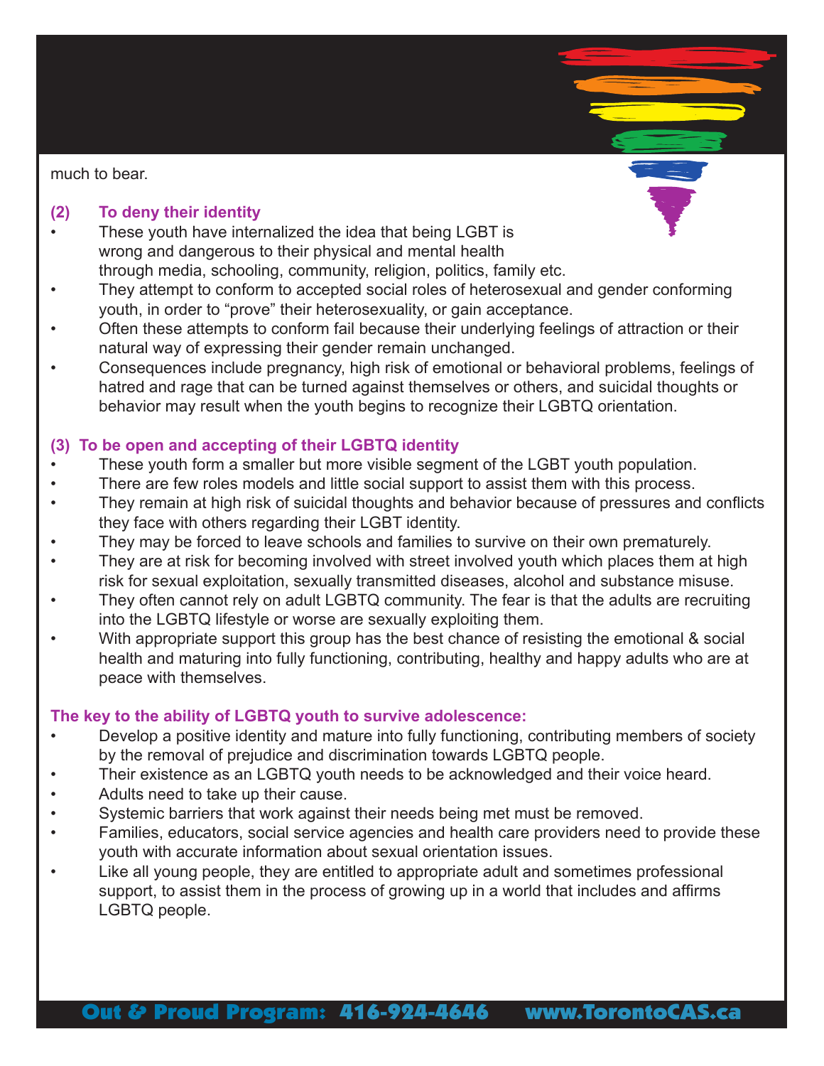much to bear.

**(2) To deny their identity**

- These youth have internalized the idea that being LGBT is wrong and dangerous to their physical and mental health through media, schooling, community, religion, politics, family etc.
- They attempt to conform to accepted social roles of heterosexual and gender conforming youth, in order to "prove" their heterosexuality, or gain acceptance.
- Often these attempts to conform fail because their underlying feelings of attraction or their natural way of expressing their gender remain unchanged.
- Consequences include pregnancy, high risk of emotional or behavioral problems, feelings of hatred and rage that can be turned against themselves or others, and suicidal thoughts or behavior may result when the youth begins to recognize their LGBTQ orientation.

**(3) To be open and accepting of their LGBTQ identity**

- These youth form a smaller but more visible segment of the LGBT youth population.
- There are few roles models and little social support to assist them with this process.
- They remain at high risk of suicidal thoughts and behavior because of pressures and conflicts they face with others regarding their LGBT identity.
- They may be forced to leave schools and families to survive on their own prematurely.
- They are at risk for becoming involved with street involved youth which places them at high risk for sexual exploitation, sexually transmitted diseases, alcohol and substance misuse.
- They often cannot rely on adult LGBTQ community. The fear is that the adults are recruiting into the LGBTQ lifestyle or worse are sexually exploiting them.
- With appropriate support this group has the best chance of resisting the emotional & social health and maturing into fully functioning, contributing, healthy and happy adults who are at peace with themselves.

**The key to the ability of LGBTQ youth to survive adolescence:**

- Develop a positive identity and mature into fully functioning, contributing members of society by the removal of prejudice and discrimination towards LGBTQ people.
- Their existence as an LGBTQ youth needs to be acknowledged and their voice heard.
- Adults need to take up their cause.
- Systemic barriers that work against their needs being met must be removed.
- Families, educators, social service agencies and health care providers need to provide these youth with accurate information about sexual orientation issues.
- Like all young people, they are entitled to appropriate adult and sometimes professional support, to assist them in the process of growing up in a world that includes and affirms LGBTQ people.

**Out & Proud Program: 416-924-4646 www.TorontoCAS.ca**